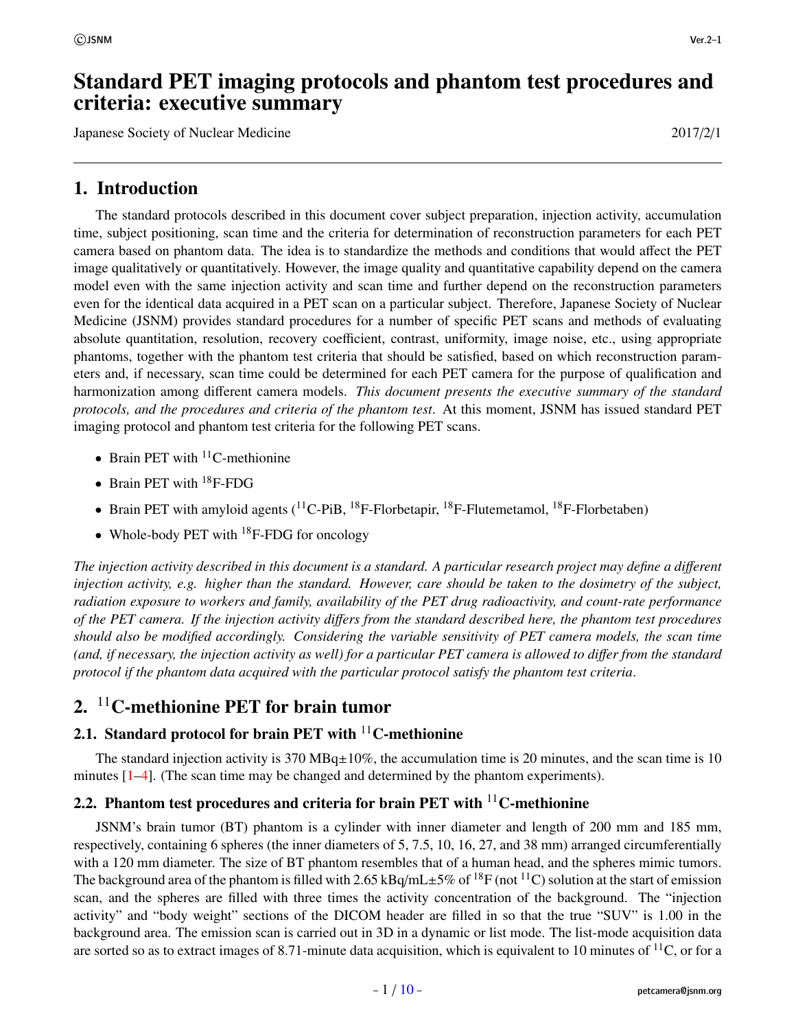# Standard PET imaging protocols and phantom test procedures and criteria: executive summary

Japanese Society of Nuclear Medicine

2017/2/1

## 1. Introduction

The standard protocols described in this document cover subject preparation, injection activity, accumulation time, subject positioning, scan time and the criteria for determination of reconstruction parameters for each PET camera based on phantom data. The idea is to standardize the methods and conditions that would affect the PET image qualitatively or quantitatively. However, the image quality and quantitative capability depend on the camera model even with the same injection activity and scan time and further depend on the reconstruction parameters even for the identical data acquired in a PET scan on a particular subject. Therefore, Japanese Society of Nuclear Medicine (JSNM) provides standard procedures for a number of specific PET scans and methods of evaluating absolute quantitation, resolution, recovery coefficient, contrast, uniformity, image noise, etc., using appropriate phantoms, together with the phantom test criteria that should be satisfied, based on which reconstruction parameters and, if necessary, scan time could be determined for each PET camera for the purpose of qualification and harmonization among different camera models. *This document presents the executive summary of the standard protocols, and the procedures and criteria of the phantom test*. At this moment, JSNM has issued standard PET imaging protocol and phantom test criteria for the following PET scans.

- Brain PET with $^{11}$C-methionine
- Brain PET with $^{18}$F-FDG
- Brain PET with amyloid agents ($^{11}$C-PiB, $^{18}$F-Florbetapir, $^{18}$F-Flutemetamol, $^{18}$F-Florbetaben)
- Whole-body PET with $^{18}$F-FDG for oncology

*The injection activity described in this document is a standard. A particular research project may define a different injection activity, e.g. higher than the standard. However, care should be taken to the dosimetry of the subject, radiation exposure to workers and family, availability of the PET drug radioactivity, and count-rate performance of the PET camera. If the injection activity differs from the standard described here, the phantom test procedures should also be modified accordingly. Considering the variable sensitivity of PET camera models, the scan time (and, if necessary, the injection activity as well) for a particular PET camera is allowed to differ from the standard protocol if the phantom data acquired with the particular protocol satisfy the phantom test criteria*.

## 2. $^{11}$C-methionine PET for brain tumor

### 2.1. Standard protocol for brain PET with $^{11}$C-methionine

The standard injection activity is 370 MBq±10%, the accumulation time is 20 minutes, and the scan time is 10 minutes [1–4]. (The scan time may be changed and determined by the phantom experiments).

### 2.2. Phantom test procedures and criteria for brain PET with $^{11}$C-methionine

JSNM's brain tumor (BT) phantom is a cylinder with inner diameter and length of 200 mm and 185 mm, respectively, containing 6 spheres (the inner diameters of 5, 7.5, 10, 16, 27, and 38 mm) arranged circumferentially with a 120 mm diameter. The size of BT phantom resembles that of a human head, and the spheres mimic tumors. The background area of the phantom is filled with 2.65 kBq/mL±5% of $^{18}$F (not $^{11}$C) solution at the start of emission scan, and the spheres are filled with three times the activity concentration of the background. The "injection activity" and "body weight" sections of the DICOM header are filled in so that the true "SUV" is 1.00 in the background area. The emission scan is carried out in 3D in a dynamic or list mode. The list-mode acquisition data are sorted so as to extract images of 8.71-minute data acquisition, which is equivalent to 10 minutes of $^{11}$C, or for a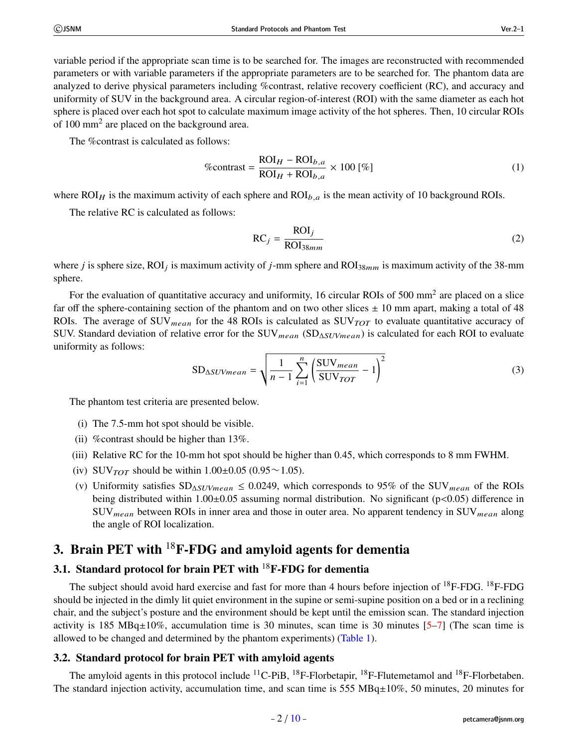variable period if the appropriate scan time is to be searched for. The images are reconstructed with recommended parameters or with variable parameters if the appropriate parameters are to be searched for. The phantom data are analyzed to derive physical parameters including %contrast, relative recovery coefficient (RC), and accuracy and uniformity of SUV in the background area. A circular region-of-interest (ROI) with the same diameter as each hot sphere is placed over each hot spot to calculate maximum image activity of the hot spheres. Then, 10 circular ROIs of 100 $mm^2$ are placed on the background area.

The %contrast is calculated as follows:

$$\%\text{contrast} = \frac{\text{ROI}_H - \text{ROI}_{b,a}}{\text{ROI}_H + \text{ROI}_{b,a}} \times 100\ [\%] \tag{1}$$

where $\text{ROI}_H$ is the maximum activity of each sphere and $\text{ROI}_{b,a}$ is the mean activity of 10 background ROIs.

The relative RC is calculated as follows:

$$\text{RC}_j = \frac{\text{ROI}_j}{\text{ROI}_{38mm}} \tag{2}$$

where $j$ is sphere size, $\text{ROI}_j$ is maximum activity of $j$-mm sphere and $\text{ROI}_{38mm}$ is maximum activity of the 38-mm sphere.

For the evaluation of quantitative accuracy and uniformity, 16 circular ROIs of 500 $mm^2$ are placed on a slice far off the sphere-containing section of the phantom and on two other slices ± 10 mm apart, making a total of 48 ROIs. The average of $\text{SUV}_{mean}$ for the 48 ROIs is calculated as $\text{SUV}_{TOT}$ to evaluate quantitative accuracy of SUV. Standard deviation of relative error for the $\text{SUV}_{mean}$ ($\text{SD}_{\Delta SUVmean}$) is calculated for each ROI to evaluate uniformity as follows:

$$\text{SD}_{\Delta SUVmean} = \sqrt{\frac{1}{n-1}\sum_{i=1}^{n}\left(\frac{\text{SUV}_{mean}}{\text{SUV}_{TOT}} - 1\right)^2} \tag{3}$$

The phantom test criteria are presented below.

(i) The 7.5-mm hot spot should be visible.

(ii) %contrast should be higher than 13%.

(iii) Relative RC for the 10-mm hot spot should be higher than 0.45, which corresponds to 8 mm FWHM.

(iv) $\text{SUV}_{TOT}$ should be within 1.00±0.05 (0.95∼1.05).

(v) Uniformity satisfies $\text{SD}_{\Delta SUVmean} \leq 0.0249$, which corresponds to 95% of the $\text{SUV}_{mean}$ of the ROIs being distributed within 1.00±0.05 assuming normal distribution. No significant ($p<0.05$) difference in $\text{SUV}_{mean}$ between ROIs in inner area and those in outer area. No apparent tendency in $\text{SUV}_{mean}$ along the angle of ROI localization.

# 3. Brain PET with $^{18}$F-FDG and amyloid agents for dementia

## 3.1. Standard protocol for brain PET with $^{18}$F-FDG for dementia

The subject should avoid hard exercise and fast for more than 4 hours before injection of $^{18}$F-FDG. $^{18}$F-FDG should be injected in the dimly lit quiet environment in the supine or semi-supine position on a bed or in a reclining chair, and the subject's posture and the environment should be kept until the emission scan. The standard injection activity is 185 MBq±10%, accumulation time is 30 minutes, scan time is 30 minutes [5–7] (The scan time is allowed to be changed and determined by the phantom experiments) (Table 1).

## 3.2. Standard protocol for brain PET with amyloid agents

The amyloid agents in this protocol include $^{11}$C-PiB, $^{18}$F-Florbetapir, $^{18}$F-Flutemetamol and $^{18}$F-Florbetaben. The standard injection activity, accumulation time, and scan time is 555 MBq±10%, 50 minutes, 20 minutes for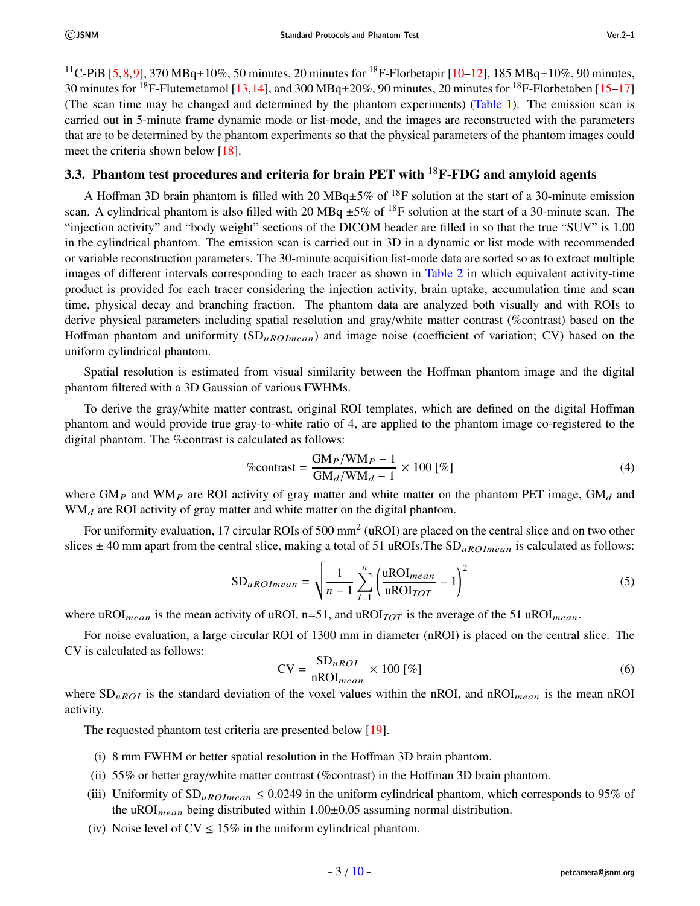$^{11}$C-PiB [5,8,9], 370 MBq±10%, 50 minutes, 20 minutes for $^{18}$F-Florbetapir [10–12], 185 MBq±10%, 90 minutes, 30 minutes for $^{18}$F-Flutemetamol [13,14], and 300 MBq±20%, 90 minutes, 20 minutes for $^{18}$F-Florbetaben [15–17] (The scan time may be changed and determined by the phantom experiments) (Table 1). The emission scan is carried out in 5-minute frame dynamic mode or list-mode, and the images are reconstructed with the parameters that are to be determined by the phantom experiments so that the physical parameters of the phantom images could meet the criteria shown below [18].

### 3.3. Phantom test procedures and criteria for brain PET with $^{18}$F-FDG and amyloid agents

A Hoffman 3D brain phantom is filled with 20 MBq±5% of $^{18}$F solution at the start of a 30-minute emission scan. A cylindrical phantom is also filled with 20 MBq ±5% of $^{18}$F solution at the start of a 30-minute scan. The "injection activity" and "body weight" sections of the DICOM header are filled in so that the true "SUV" is 1.00 in the cylindrical phantom. The emission scan is carried out in 3D in a dynamic or list mode with recommended or variable reconstruction parameters. The 30-minute acquisition list-mode data are sorted so as to extract multiple images of different intervals corresponding to each tracer as shown in Table 2 in which equivalent activity-time product is provided for each tracer considering the injection activity, brain uptake, accumulation time and scan time, physical decay and branching fraction. The phantom data are analyzed both visually and with ROIs to derive physical parameters including spatial resolution and gray/white matter contrast (%contrast) based on the Hoffman phantom and uniformity ($SD_{uROImean}$) and image noise (coefficient of variation; CV) based on the uniform cylindrical phantom.

Spatial resolution is estimated from visual similarity between the Hoffman phantom image and the digital phantom filtered with a 3D Gaussian of various FWHMs.

To derive the gray/white matter contrast, original ROI templates, which are defined on the digital Hoffman phantom and would provide true gray-to-white ratio of 4, are applied to the phantom image co-registered to the digital phantom. The %contrast is calculated as follows:

$$\%\text{contrast} = \frac{GM_P/WM_P - 1}{GM_d/WM_d - 1} \times 100\ [\%] \tag{4}$$

where $GM_P$ and $WM_P$ are ROI activity of gray matter and white matter on the phantom PET image, $GM_d$ and $WM_d$ are ROI activity of gray matter and white matter on the digital phantom.

For uniformity evaluation, 17 circular ROIs of 500 mm$^2$ (uROI) are placed on the central slice and on two other slices ± 40 mm apart from the central slice, making a total of 51 uROIs.The $SD_{uROImean}$ is calculated as follows:

$$SD_{uROImean} = \sqrt{\frac{1}{n-1}\sum_{i=1}^{n}\left(\frac{uROI_{mean}}{uROI_{TOT}} - 1\right)^2} \tag{5}$$

where $uROI_{mean}$ is the mean activity of uROI, n=51, and $uROI_{TOT}$ is the average of the 51 $uROI_{mean}$.

For noise evaluation, a large circular ROI of 1300 mm in diameter (nROI) is placed on the central slice. The CV is calculated as follows:

$$CV = \frac{SD_{nROI}}{nROI_{mean}} \times 100\ [\%] \tag{6}$$

where $SD_{nROI}$ is the standard deviation of the voxel values within the nROI, and $nROI_{mean}$ is the mean nROI activity.

The requested phantom test criteria are presented below [19].

(i) 8 mm FWHM or better spatial resolution in the Hoffman 3D brain phantom.

(ii) 55% or better gray/white matter contrast (%contrast) in the Hoffman 3D brain phantom.

(iii) Uniformity of $SD_{uROImean} \leq 0.0249$ in the uniform cylindrical phantom, which corresponds to 95% of the $uROI_{mean}$ being distributed within 1.00±0.05 assuming normal distribution.

(iv) Noise level of CV ≤ 15% in the uniform cylindrical phantom.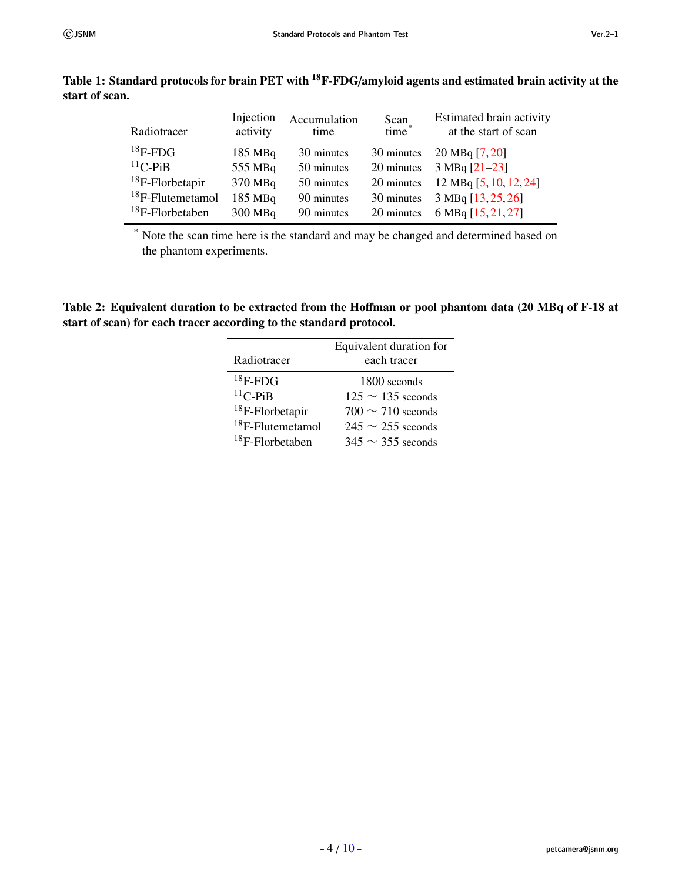**Table 1: Standard protocols for brain PET with $^{18}$F-FDG/amyloid agents and estimated brain activity at the start of scan.**

| Radiotracer | Injection activity | Accumulation time | Scan time* | Estimated brain activity at the start of scan |
|---|---|---|---|---|
| $^{18}$F-FDG | 185 MBq | 30 minutes | 30 minutes | 20 MBq [7, 20] |
| $^{11}$C-PiB | 555 MBq | 50 minutes | 20 minutes | 3 MBq [21–23] |
| $^{18}$F-Florbetapir | 370 MBq | 50 minutes | 20 minutes | 12 MBq [5, 10, 12, 24] |
| $^{18}$F-Flutemetamol | 185 MBq | 90 minutes | 30 minutes | 3 MBq [13, 25, 26] |
| $^{18}$F-Florbetaben | 300 MBq | 90 minutes | 20 minutes | 6 MBq [15, 21, 27] |

* Note the scan time here is the standard and may be changed and determined based on the phantom experiments.

**Table 2: Equivalent duration to be extracted from the Hoffman or pool phantom data (20 MBq of F-18 at start of scan) for each tracer according to the standard protocol.**

| Radiotracer | Equivalent duration for each tracer |
|---|---|
| $^{18}$F-FDG | 1800 seconds |
| $^{11}$C-PiB | 125 ∼ 135 seconds |
| $^{18}$F-Florbetapir | 700 ∼ 710 seconds |
| $^{18}$F-Flutemetamol | 245 ∼ 255 seconds |
| $^{18}$F-Florbetaben | 345 ∼ 355 seconds |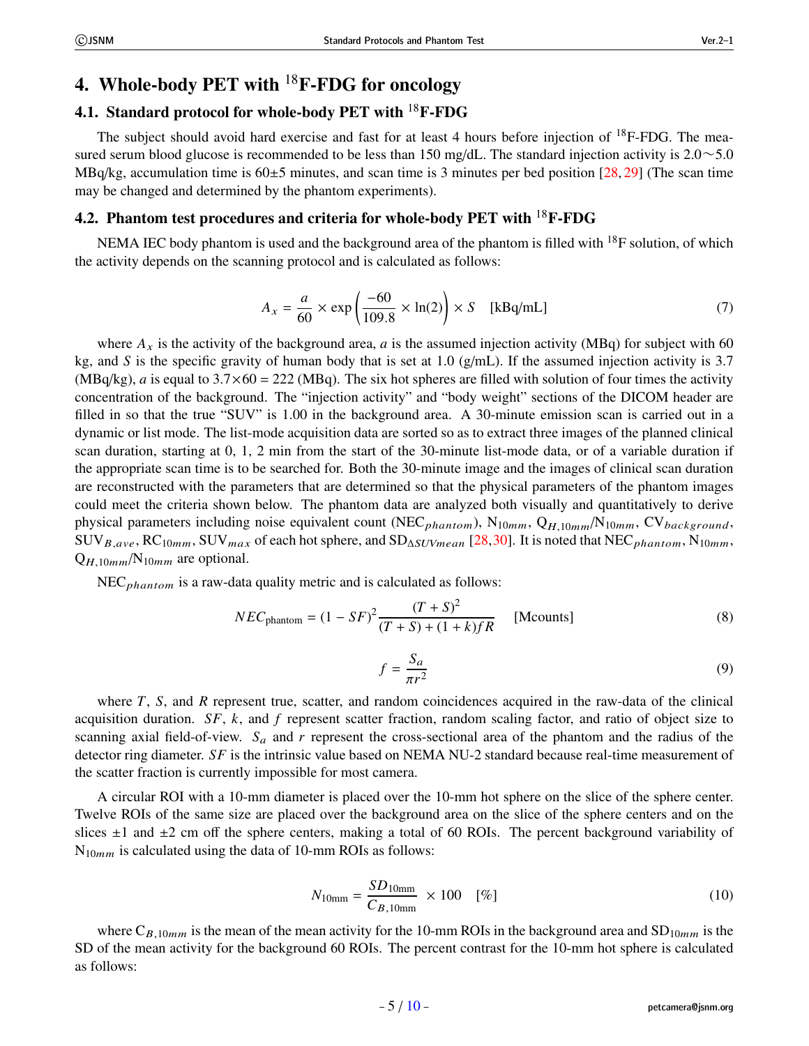# 4. Whole-body PET with $^{18}$F-FDG for oncology

## 4.1. Standard protocol for whole-body PET with $^{18}$F-FDG

The subject should avoid hard exercise and fast for at least 4 hours before injection of $^{18}$F-FDG. The measured serum blood glucose is recommended to be less than 150 mg/dL. The standard injection activity is 2.0∼5.0 MBq/kg, accumulation time is 60±5 minutes, and scan time is 3 minutes per bed position [28, 29] (The scan time may be changed and determined by the phantom experiments).

## 4.2. Phantom test procedures and criteria for whole-body PET with $^{18}$F-FDG

NEMA IEC body phantom is used and the background area of the phantom is filled with $^{18}$F solution, of which the activity depends on the scanning protocol and is calculated as follows:

$$A_x = \frac{a}{60} \times \exp\left(\frac{-60}{109.8} \times \ln(2)\right) \times S \quad [\text{kBq/mL}] \tag{7}$$

where $A_x$ is the activity of the background area, $a$ is the assumed injection activity (MBq) for subject with 60 kg, and $S$ is the specific gravity of human body that is set at 1.0 (g/mL). If the assumed injection activity is 3.7 (MBq/kg), $a$ is equal to 3.7×60 = 222 (MBq). The six hot spheres are filled with solution of four times the activity concentration of the background. The "injection activity" and "body weight" sections of the DICOM header are filled in so that the true "SUV" is 1.00 in the background area. A 30-minute emission scan is carried out in a dynamic or list mode. The list-mode acquisition data are sorted so as to extract three images of the planned clinical scan duration, starting at 0, 1, 2 min from the start of the 30-minute list-mode data, or of a variable duration if the appropriate scan time is to be searched for. Both the 30-minute image and the images of clinical scan duration are reconstructed with the parameters that are determined so that the physical parameters of the phantom images could meet the criteria shown below. The phantom data are analyzed both visually and quantitatively to derive physical parameters including noise equivalent count ($NEC_{phantom}$), $N_{10mm}$, $Q_{H,10mm}/N_{10mm}$, $CV_{background}$, $SUV_{B,ave}$, $RC_{10mm}$, $SUV_{max}$ of each hot sphere, and $SD_{\Delta SUVmean}$ [28,30]. It is noted that $NEC_{phantom}$, $N_{10mm}$, $Q_{H,10mm}/N_{10mm}$ are optional.

$NEC_{phantom}$ is a raw-data quality metric and is calculated as follows:

$$NEC_{\text{phantom}} = (1 - SF)^2 \frac{(T + S)^2}{(T + S) + (1 + k) f R} \quad [\text{Mcounts}] \tag{8}$$

$$f = \frac{S_a}{\pi r^2} \tag{9}$$

where $T$, $S$, and $R$ represent true, scatter, and random coincidences acquired in the raw-data of the clinical acquisition duration. $SF$, $k$, and $f$ represent scatter fraction, random scaling factor, and ratio of object size to scanning axial field-of-view. $S_a$ and $r$ represent the cross-sectional area of the phantom and the radius of the detector ring diameter. $SF$ is the intrinsic value based on NEMA NU-2 standard because real-time measurement of the scatter fraction is currently impossible for most camera.

A circular ROI with a 10-mm diameter is placed over the 10-mm hot sphere on the slice of the sphere center. Twelve ROIs of the same size are placed over the background area on the slice of the sphere centers and on the slices ±1 and ±2 cm off the sphere centers, making a total of 60 ROIs. The percent background variability of $N_{10mm}$ is calculated using the data of 10-mm ROIs as follows:

$$N_{10\text{mm}} = \frac{SD_{10\text{mm}}}{C_{B,10\text{mm}}} \times 100 \quad [\%] \tag{10}$$

where $C_{B,10mm}$ is the mean of the mean activity for the 10-mm ROIs in the background area and $SD_{10mm}$ is the SD of the mean activity for the background 60 ROIs. The percent contrast for the 10-mm hot sphere is calculated as follows: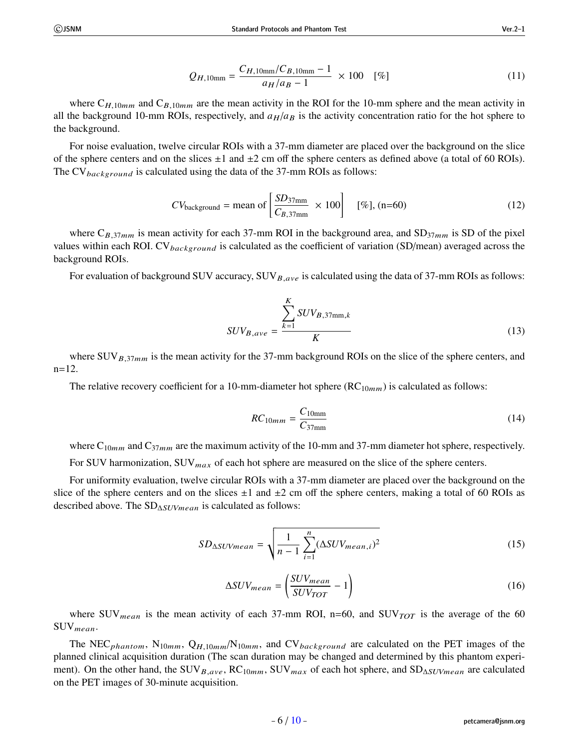$$Q_{H,10\text{mm}} = \frac{C_{H,10\text{mm}}/C_{B,10\text{mm}} - 1}{a_H/a_B - 1} \times 100 \quad [\%] \tag{11}$$

where $C_{H,10mm}$ and $C_{B,10mm}$ are the mean activity in the ROI for the 10-mm sphere and the mean activity in all the background 10-mm ROIs, respectively, and $a_H/a_B$ is the activity concentration ratio for the hot sphere to the background.

For noise evaluation, twelve circular ROIs with a 37-mm diameter are placed over the background on the slice of the sphere centers and on the slices ±1 and ±2 cm off the sphere centers as defined above (a total of 60 ROIs). The $CV_{background}$ is calculated using the data of the 37-mm ROIs as follows:

$$CV_{\text{background}} = \text{mean of} \left[ \frac{SD_{37\text{mm}}}{C_{B,37\text{mm}}} \times 100 \right] \quad [\%], \text{(n=60)} \tag{12}$$

where $C_{B,37mm}$ is mean activity for each 37-mm ROI in the background area, and $SD_{37mm}$ is SD of the pixel values within each ROI. $CV_{background}$ is calculated as the coefficient of variation (SD/mean) averaged across the background ROIs.

For evaluation of background SUV accuracy, $SUV_{B,ave}$ is calculated using the data of 37-mm ROIs as follows:

$$SUV_{B,ave} = \frac{\sum_{k=1}^{K} SUV_{B,37\text{mm},k}}{K} \tag{13}$$

where $SUV_{B,37mm}$ is the mean activity for the 37-mm background ROIs on the slice of the sphere centers, and n=12.

The relative recovery coefficient for a 10-mm-diameter hot sphere ($RC_{10mm}$) is calculated as follows:

$$RC_{10mm} = \frac{C_{10\text{mm}}}{C_{37\text{mm}}} \tag{14}$$

where $C_{10mm}$ and $C_{37mm}$ are the maximum activity of the 10-mm and 37-mm diameter hot sphere, respectively.

For SUV harmonization, $SUV_{max}$ of each hot sphere are measured on the slice of the sphere centers.

For uniformity evaluation, twelve circular ROIs with a 37-mm diameter are placed over the background on the slice of the sphere centers and on the slices ±1 and ±2 cm off the sphere centers, making a total of 60 ROIs as described above. The $SD_{\Delta SUVmean}$ is calculated as follows:

$$SD_{\Delta SUVmean} = \sqrt{\frac{1}{n-1} \sum_{i=1}^{n} (\Delta SUV_{mean,i})^2} \tag{15}$$

$$\Delta SUV_{mean} = \left( \frac{SUV_{mean}}{SUV_{TOT}} - 1 \right) \tag{16}$$

where $SUV_{mean}$ is the mean activity of each 37-mm ROI, n=60, and $SUV_{TOT}$ is the average of the 60 $SUV_{mean}$.

The $NEC_{phantom}$, $N_{10mm}$, $Q_{H,10mm}/N_{10mm}$, and $CV_{background}$ are calculated on the PET images of the planned clinical acquisition duration (The scan duration may be changed and determined by this phantom experiment). On the other hand, the $SUV_{B,ave}$, $RC_{10mm}$, $SUV_{max}$ of each hot sphere, and $SD_{\Delta SUVmean}$ are calculated on the PET images of 30-minute acquisition.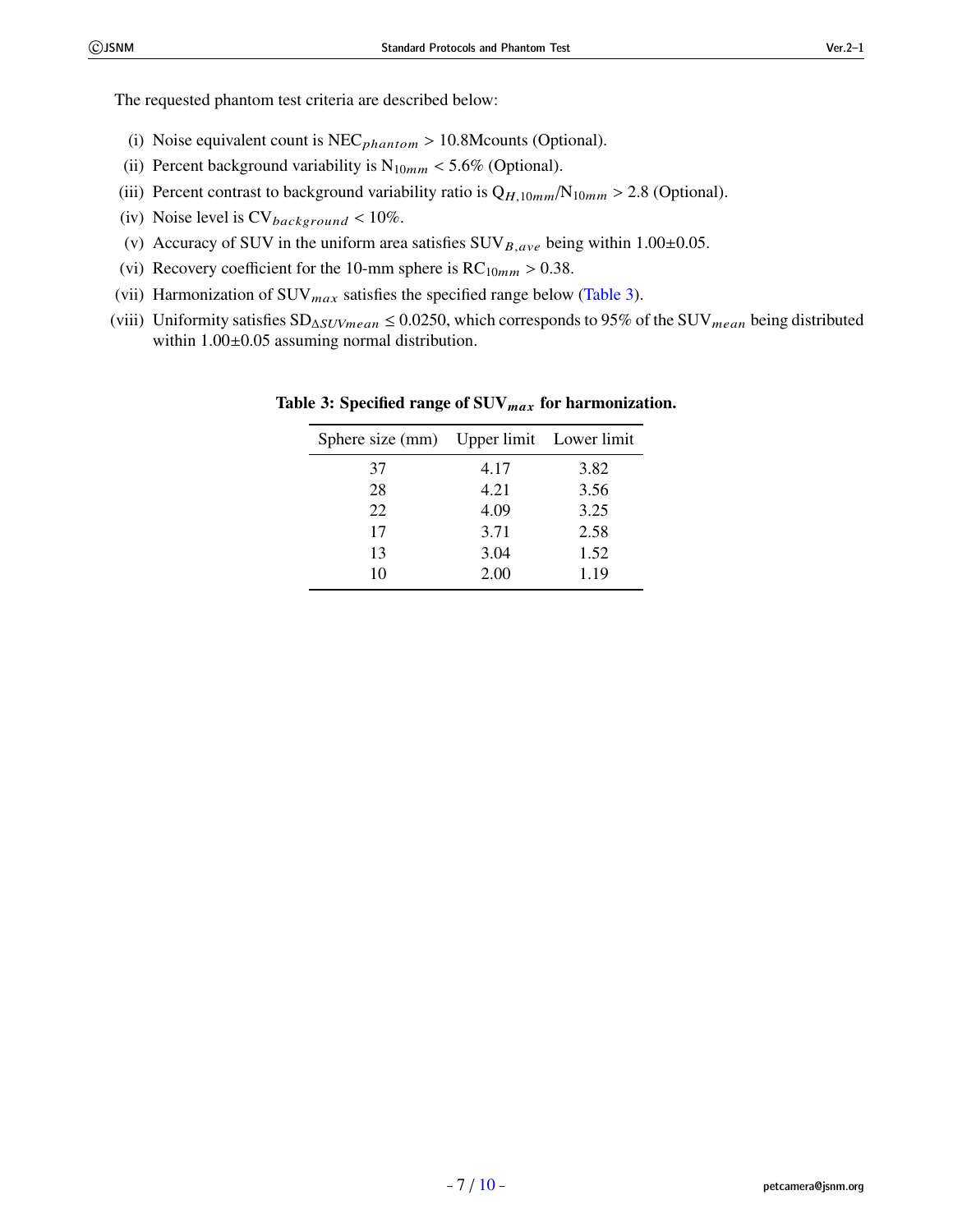The requested phantom test criteria are described below:

(i) Noise equivalent count is $NEC_{phantom} > 10.8$Mcounts (Optional).

(ii) Percent background variability is $N_{10mm} < 5.6\%$ (Optional).

(iii) Percent contrast to background variability ratio is $Q_{H,10mm}/N_{10mm} > 2.8$ (Optional).

(iv) Noise level is $CV_{background} < 10\%$.

(v) Accuracy of SUV in the uniform area satisfies $SUV_{B,ave}$ being within 1.00±0.05.

(vi) Recovery coefficient for the 10-mm sphere is $RC_{10mm} > 0.38$.

(vii) Harmonization of $SUV_{max}$ satisfies the specified range below (Table 3).

(viii) Uniformity satisfies $SD_{\Delta SUVmean} \leq 0.0250$, which corresponds to 95% of the $SUV_{mean}$ being distributed within 1.00±0.05 assuming normal distribution.

**Table 3: Specified range of $SUV_{max}$ for harmonization.**

| Sphere size (mm) | Upper limit | Lower limit |
|---|---|---|
| 37 | 4.17 | 3.82 |
| 28 | 4.21 | 3.56 |
| 22 | 4.09 | 3.25 |
| 17 | 3.71 | 2.58 |
| 13 | 3.04 | 1.52 |
| 10 | 2.00 | 1.19 |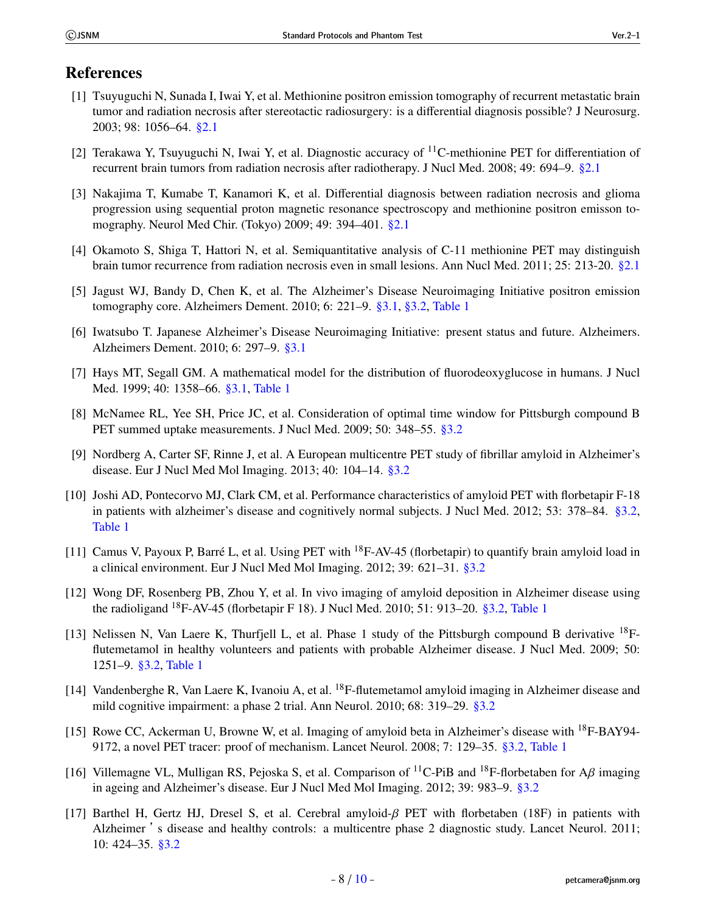# References

[1] Tsuyuguchi N, Sunada I, Iwai Y, et al. Methionine positron emission tomography of recurrent metastatic brain tumor and radiation necrosis after stereotactic radiosurgery: is a differential diagnosis possible? J Neurosurg. 2003; 98: 1056–64. §2.1

[2] Terakawa Y, Tsuyuguchi N, Iwai Y, et al. Diagnostic accuracy of $^{11}$C-methionine PET for differentiation of recurrent brain tumors from radiation necrosis after radiotherapy. J Nucl Med. 2008; 49: 694–9. §2.1

[3] Nakajima T, Kumabe T, Kanamori K, et al. Differential diagnosis between radiation necrosis and glioma progression using sequential proton magnetic resonance spectroscopy and methionine positron emisson tomography. Neurol Med Chir. (Tokyo) 2009; 49: 394–401. §2.1

[4] Okamoto S, Shiga T, Hattori N, et al. Semiquantitative analysis of C-11 methionine PET may distinguish brain tumor recurrence from radiation necrosis even in small lesions. Ann Nucl Med. 2011; 25: 213-20. §2.1

[5] Jagust WJ, Bandy D, Chen K, et al. The Alzheimer's Disease Neuroimaging Initiative positron emission tomography core. Alzheimers Dement. 2010; 6: 221–9. §3.1, §3.2, Table 1

[6] Iwatsubo T. Japanese Alzheimer's Disease Neuroimaging Initiative: present status and future. Alzheimers. Alzheimers Dement. 2010; 6: 297–9. §3.1

[7] Hays MT, Segall GM. A mathematical model for the distribution of fluorodeoxyglucose in humans. J Nucl Med. 1999; 40: 1358–66. §3.1, Table 1

[8] McNamee RL, Yee SH, Price JC, et al. Consideration of optimal time window for Pittsburgh compound B PET summed uptake measurements. J Nucl Med. 2009; 50: 348–55. §3.2

[9] Nordberg A, Carter SF, Rinne J, et al. A European multicentre PET study of fibrillar amyloid in Alzheimer's disease. Eur J Nucl Med Mol Imaging. 2013; 40: 104–14. §3.2

[10] Joshi AD, Pontecorvo MJ, Clark CM, et al. Performance characteristics of amyloid PET with florbetapir F-18 in patients with alzheimer's disease and cognitively normal subjects. J Nucl Med. 2012; 53: 378–84. §3.2, Table 1

[11] Camus V, Payoux P, Barré L, et al. Using PET with $^{18}$F-AV-45 (florbetapir) to quantify brain amyloid load in a clinical environment. Eur J Nucl Med Mol Imaging. 2012; 39: 621–31. §3.2

[12] Wong DF, Rosenberg PB, Zhou Y, et al. In vivo imaging of amyloid deposition in Alzheimer disease using the radioligand $^{18}$F-AV-45 (florbetapir F 18). J Nucl Med. 2010; 51: 913–20. §3.2, Table 1

[13] Nelissen N, Van Laere K, Thurfjell L, et al. Phase 1 study of the Pittsburgh compound B derivative $^{18}$F-flutemetamol in healthy volunteers and patients with probable Alzheimer disease. J Nucl Med. 2009; 50: 1251–9. §3.2, Table 1

[14] Vandenberghe R, Van Laere K, Ivanoiu A, et al. $^{18}$F-flutemetamol amyloid imaging in Alzheimer disease and mild cognitive impairment: a phase 2 trial. Ann Neurol. 2010; 68: 319–29. §3.2

[15] Rowe CC, Ackerman U, Browne W, et al. Imaging of amyloid beta in Alzheimer's disease with $^{18}$F-BAY94-9172, a novel PET tracer: proof of mechanism. Lancet Neurol. 2008; 7: 129–35. §3.2, Table 1

[16] Villemagne VL, Mulligan RS, Pejoska S, et al. Comparison of $^{11}$C-PiB and $^{18}$F-florbetaben for A$\beta$ imaging in ageing and Alzheimer's disease. Eur J Nucl Med Mol Imaging. 2012; 39: 983–9. §3.2

[17] Barthel H, Gertz HJ, Dresel S, et al. Cerebral amyloid-$\beta$ PET with florbetaben (18F) in patients with Alzheimer ' s disease and healthy controls: a multicentre phase 2 diagnostic study. Lancet Neurol. 2011; 10: 424–35. §3.2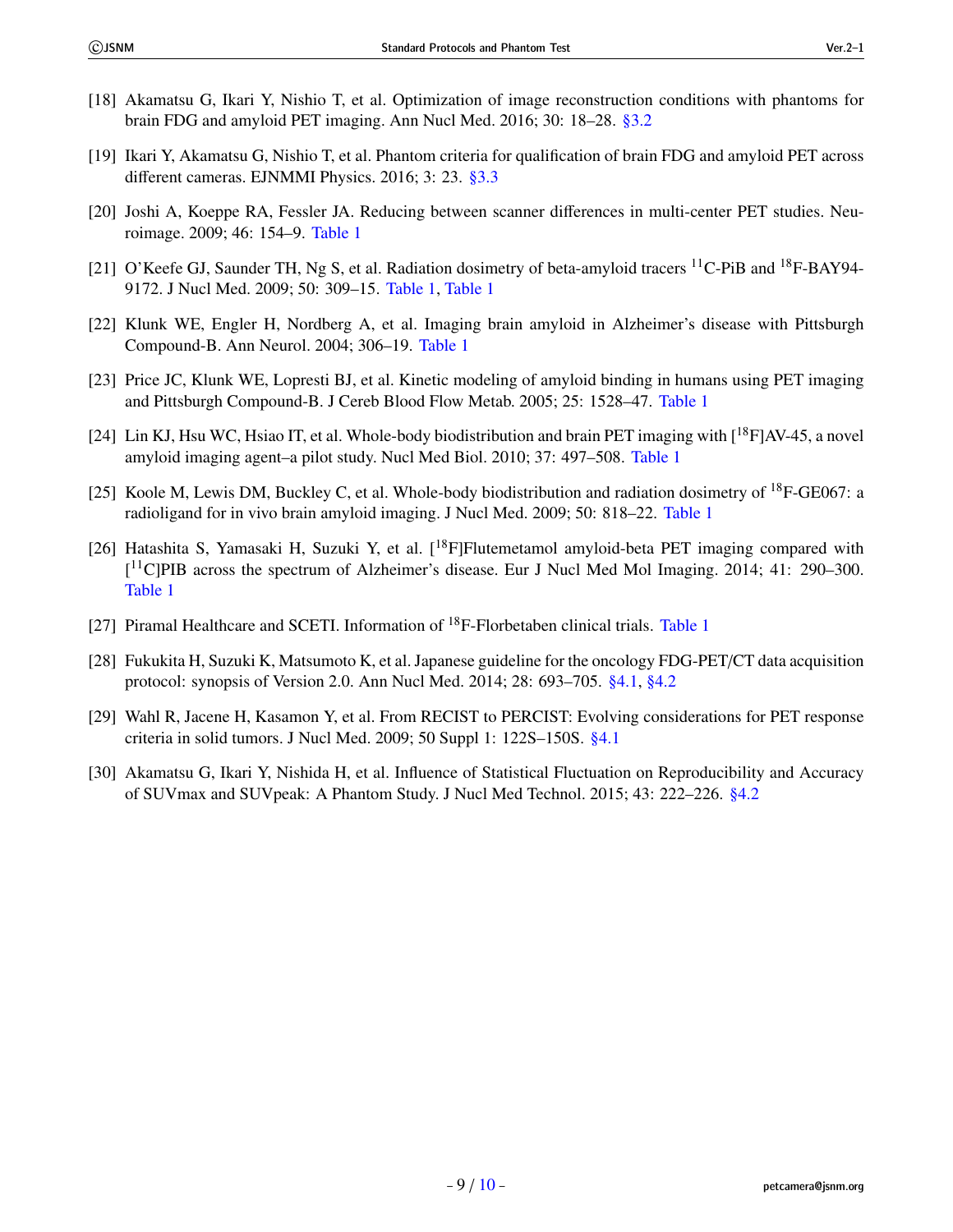[18] Akamatsu G, Ikari Y, Nishio T, et al. Optimization of image reconstruction conditions with phantoms for brain FDG and amyloid PET imaging. Ann Nucl Med. 2016; 30: 18–28. §3.2

[19] Ikari Y, Akamatsu G, Nishio T, et al. Phantom criteria for qualification of brain FDG and amyloid PET across different cameras. EJNMMI Physics. 2016; 3: 23. §3.3

[20] Joshi A, Koeppe RA, Fessler JA. Reducing between scanner differences in multi-center PET studies. Neuroimage. 2009; 46: 154–9. Table 1

[21] O'Keefe GJ, Saunder TH, Ng S, et al. Radiation dosimetry of beta-amyloid tracers $^{11}$C-PiB and $^{18}$F-BAY94-9172. J Nucl Med. 2009; 50: 309–15. Table 1, Table 1

[22] Klunk WE, Engler H, Nordberg A, et al. Imaging brain amyloid in Alzheimer's disease with Pittsburgh Compound-B. Ann Neurol. 2004; 306–19. Table 1

[23] Price JC, Klunk WE, Lopresti BJ, et al. Kinetic modeling of amyloid binding in humans using PET imaging and Pittsburgh Compound-B. J Cereb Blood Flow Metab. 2005; 25: 1528–47. Table 1

[24] Lin KJ, Hsu WC, Hsiao IT, et al. Whole-body biodistribution and brain PET imaging with [$^{18}$F]AV-45, a novel amyloid imaging agent–a pilot study. Nucl Med Biol. 2010; 37: 497–508. Table 1

[25] Koole M, Lewis DM, Buckley C, et al. Whole-body biodistribution and radiation dosimetry of $^{18}$F-GE067: a radioligand for in vivo brain amyloid imaging. J Nucl Med. 2009; 50: 818–22. Table 1

[26] Hatashita S, Yamasaki H, Suzuki Y, et al. [$^{18}$F]Flutemetamol amyloid-beta PET imaging compared with [$^{11}$C]PIB across the spectrum of Alzheimer's disease. Eur J Nucl Med Mol Imaging. 2014; 41: 290–300. Table 1

[27] Piramal Healthcare and SCETI. Information of $^{18}$F-Florbetaben clinical trials. Table 1

[28] Fukukita H, Suzuki K, Matsumoto K, et al. Japanese guideline for the oncology FDG-PET/CT data acquisition protocol: synopsis of Version 2.0. Ann Nucl Med. 2014; 28: 693–705. §4.1, §4.2

[29] Wahl R, Jacene H, Kasamon Y, et al. From RECIST to PERCIST: Evolving considerations for PET response criteria in solid tumors. J Nucl Med. 2009; 50 Suppl 1: 122S–150S. §4.1

[30] Akamatsu G, Ikari Y, Nishida H, et al. Influence of Statistical Fluctuation on Reproducibility and Accuracy of SUVmax and SUVpeak: A Phantom Study. J Nucl Med Technol. 2015; 43: 222–226. §4.2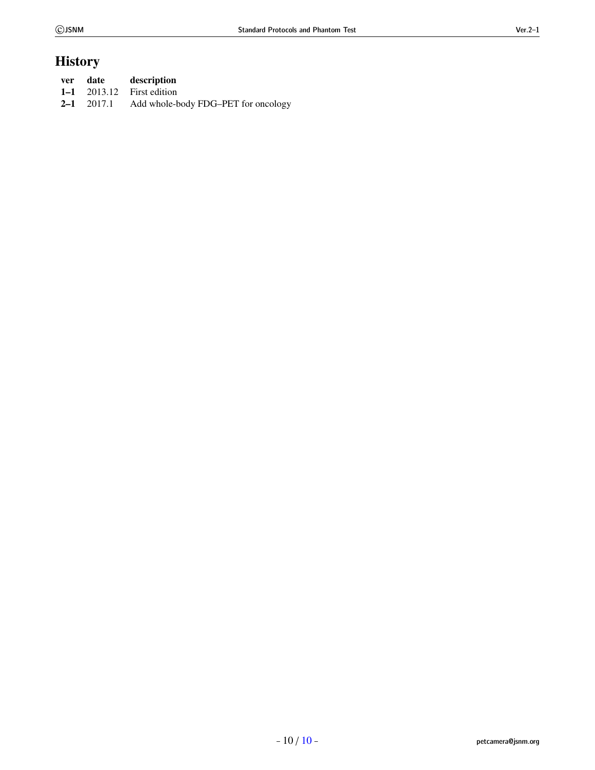# History

| ver | date | description |
| --- | --- | --- |
| **1–1** | 2013.12 | First edition |
| **2–1** | 2017.1 | Add whole-body FDG–PET for oncology |